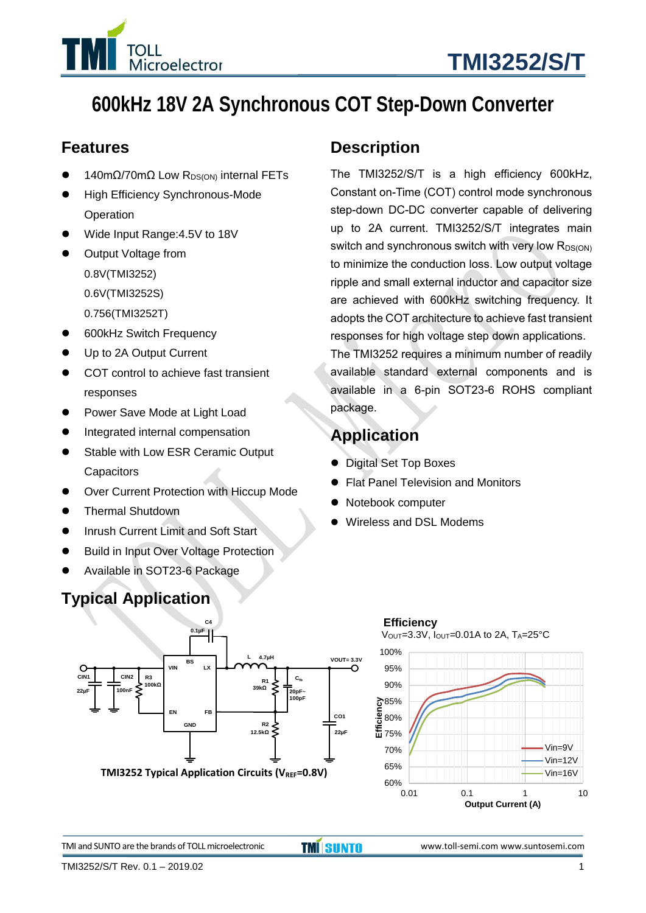# 600kHz 18V 2A Synchronous COT Step-Down Converter

## Features

- 140mΩ/70mΩ Low $R_{DS(ON)}$ internal FETs
- High Efficiency Synchronous-Mode Operation
- Wide Input Range:4.5V to 18V
- Output Voltage from
  0.8V(TMI3252)
  0.6V(TMI3252S)
  0.756(TMI3252T)
- 600kHz Switch Frequency
- Up to 2A Output Current
- COT control to achieve fast transient responses
- Power Save Mode at Light Load
- Integrated internal compensation
- Stable with Low ESR Ceramic Output Capacitors
- Over Current Protection with Hiccup Mode
- Thermal Shutdown
- Inrush Current Limit and Soft Start
- Build in Input Over Voltage Protection
- Available in SOT23-6 Package

## Description

The TMI3252/S/T is a high efficiency 600kHz, Constant on-Time (COT) control mode synchronous step-down DC-DC converter capable of delivering up to 2A current. TMI3252/S/T integrates main switch and synchronous switch with very low $R_{DS(ON)}$ to minimize the conduction loss. Low output voltage ripple and small external inductor and capacitor size are achieved with 600kHz switching frequency. It adopts the COT architecture to achieve fast transient responses for high voltage step down applications.
The TMI3252 requires a minimum number of readily available standard external components and is available in a 6-pin SOT23-6 ROHS compliant package.

## Application

- Digital Set Top Boxes
- Flat Panel Television and Monitors
- Notebook computer
- Wireless and DSL Modems

## Typical Application

TMI3252 Typical Application Circuits ($V_{REF}$=0.8V)

**Efficiency**
$V_{OUT}$=3.3V, $I_{OUT}$=0.01A to 2A, $T_A$=25°C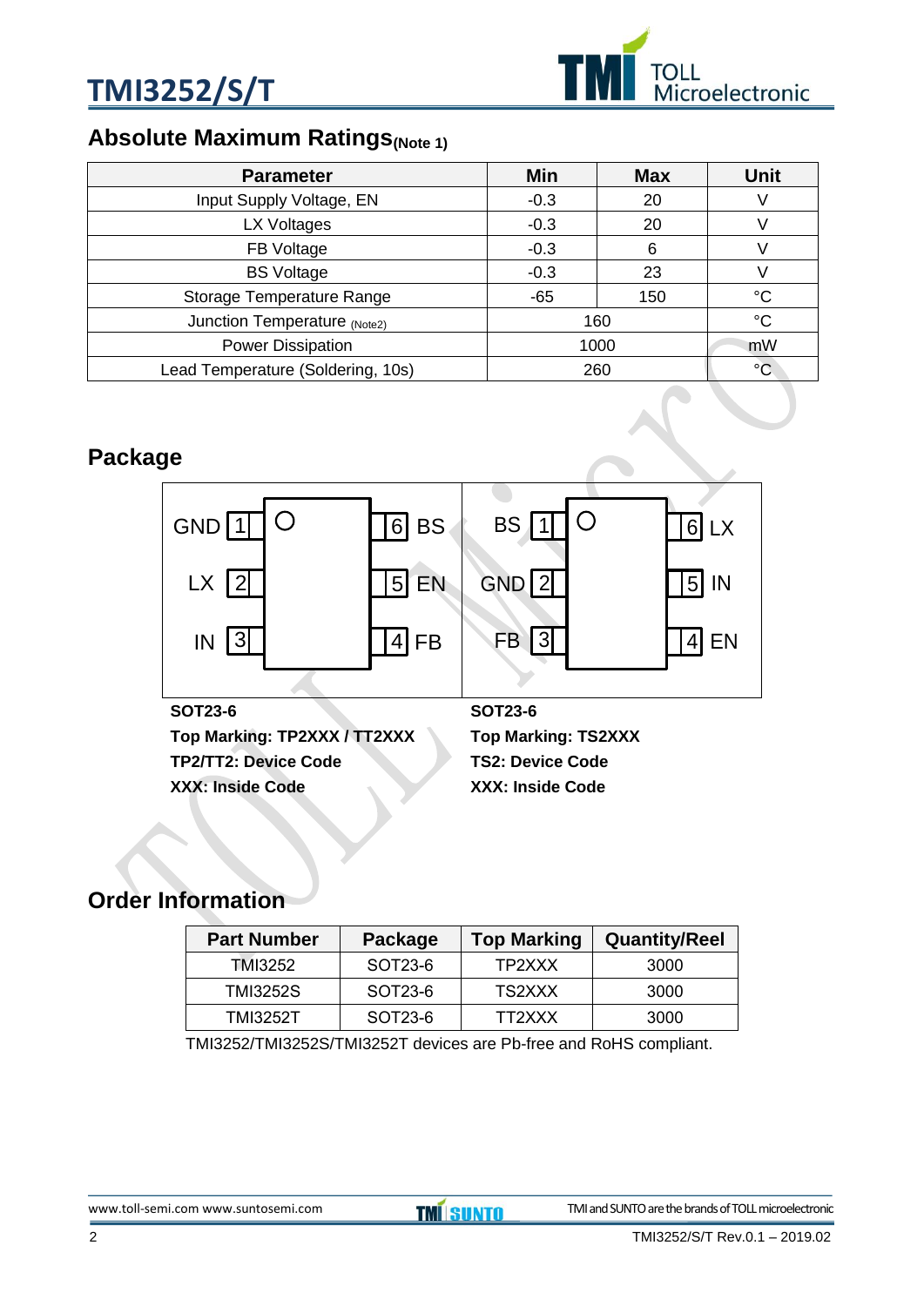## Absolute Maximum Ratings(Note 1)

| Parameter | Min | Max | Unit |
|---|---|---|---|
| Input Supply Voltage, EN | -0.3 | 20 | V |
| LX Voltages | -0.3 | 20 | V |
| FB Voltage | -0.3 | 6 | V |
| BS Voltage | -0.3 | 23 | V |
| Storage Temperature Range | -65 | 150 | °C |
| Junction Temperature (Note2) | 160 | | °C |
| Power Dissipation | 1000 | | mW |
| Lead Temperature (Soldering, 10s) | 260 | | °C |

## Package

| Pin | SOT23-6 (TMI3252/TMI3252T) | SOT23-6 (TMI3252S) |
|---|---|---|
| 1 | GND | BS |
| 2 | LX | GND |
| 3 | IN | FB |
| 4 | FB | EN |
| 5 | EN | IN |
| 6 | BS | LX |

**SOT23-6**
**Top Marking: TP2XXX / TT2XXX**
**TP2/TT2: Device Code**
**XXX: Inside Code**

**SOT23-6**
**Top Marking: TS2XXX**
**TS2: Device Code**
**XXX: Inside Code**

## Order Information

| Part Number | Package | Top Marking | Quantity/Reel |
|---|---|---|---|
| TMI3252 | SOT23-6 | TP2XXX | 3000 |
| TMI3252S | SOT23-6 | TS2XXX | 3000 |
| TMI3252T | SOT23-6 | TT2XXX | 3000 |

TMI3252/TMI3252S/TMI3252T devices are Pb-free and RoHS compliant.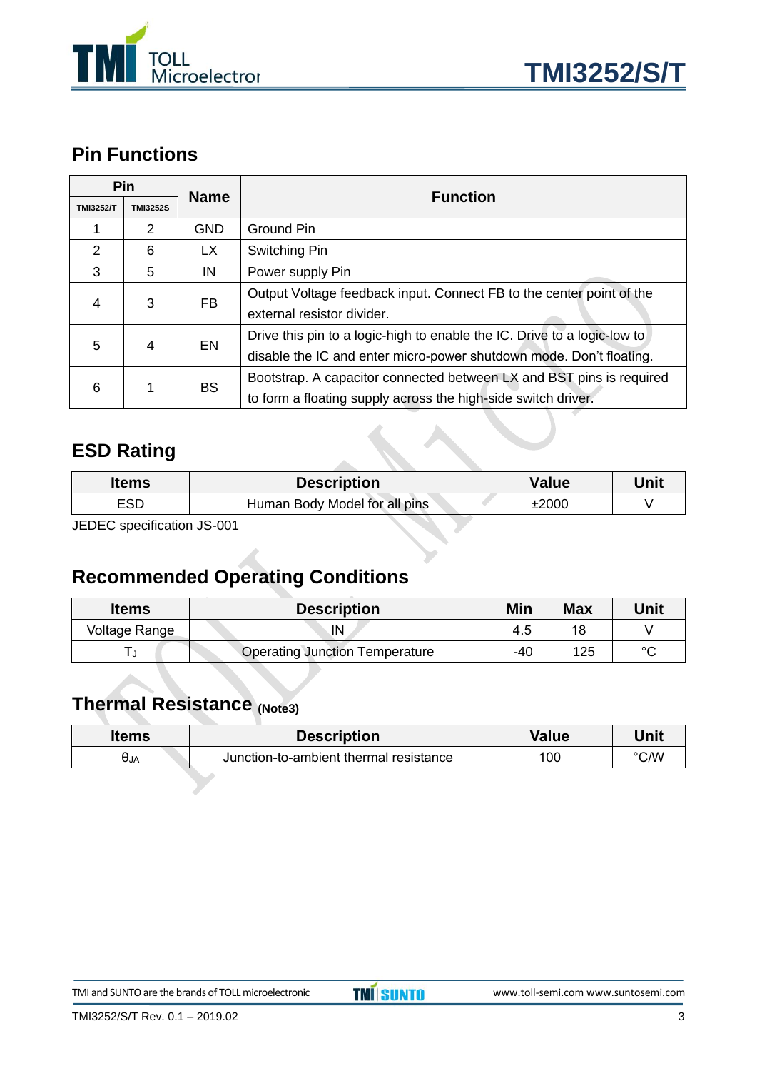## Pin Functions

| Pin | | Name | Function |
|---|---|---|---|
| TMI3252/T | TMI3252S | | |
| 1 | 2 | GND | Ground Pin |
| 2 | 6 | LX | Switching Pin |
| 3 | 5 | IN | Power supply Pin |
| 4 | 3 | FB | Output Voltage feedback input. Connect FB to the center point of the external resistor divider. |
| 5 | 4 | EN | Drive this pin to a logic-high to enable the IC. Drive to a logic-low to disable the IC and enter micro-power shutdown mode. Don't floating. |
| 6 | 1 | BS | Bootstrap. A capacitor connected between LX and BST pins is required to form a floating supply across the high-side switch driver. |

## ESD Rating

| Items | Description | Value | Unit |
|---|---|---|---|
| ESD | Human Body Model for all pins | ±2000 | V |

JEDEC specification JS-001

## Recommended Operating Conditions

| Items | Description | Min | Max | Unit |
|---|---|---|---|---|
| Voltage Range | IN | 4.5 | 18 | V |
| $T_J$ | Operating Junction Temperature | -40 | 125 | °C |

## Thermal Resistance (Note3)

| Items | Description | Value | Unit |
|---|---|---|---|
| $\theta_{JA}$ | Junction-to-ambient thermal resistance | 100 | °C/W |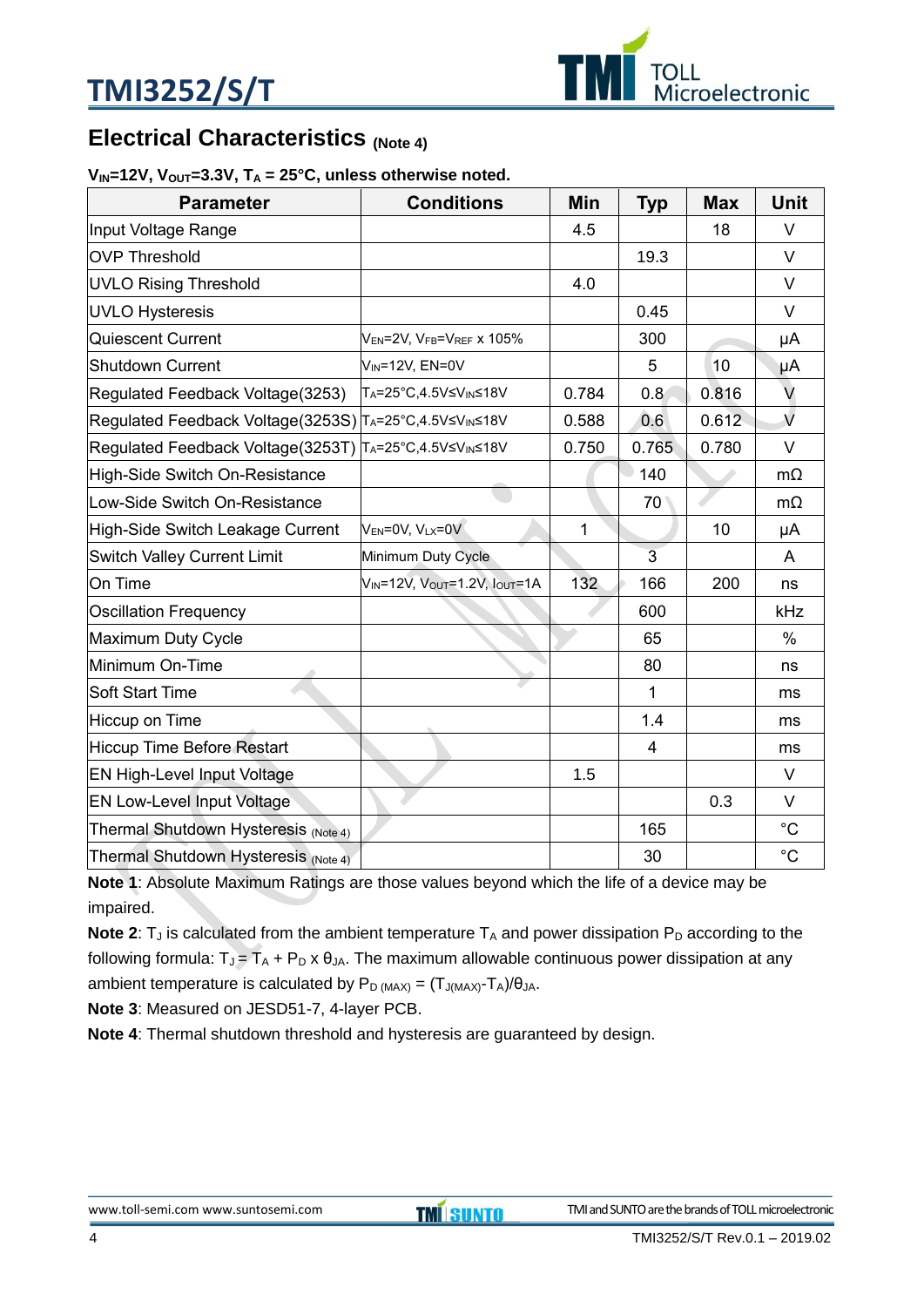## Electrical Characteristics (Note 4)

**$V_{IN}$=12V, $V_{OUT}$=3.3V, $T_A$ = 25°C, unless otherwise noted.**

| Parameter | Conditions | Min | Typ | Max | Unit |
|---|---|---|---|---|---|
| Input Voltage Range | | 4.5 | | 18 | V |
| OVP Threshold | | | 19.3 | | V |
| UVLO Rising Threshold | | 4.0 | | | V |
| UVLO Hysteresis | | | 0.45 | | V |
| Quiescent Current | $V_{EN}$=2V, $V_{FB}$=$V_{REF}$ x 105% | | 300 | | μA |
| Shutdown Current | $V_{IN}$=12V, EN=0V | | 5 | 10 | μA |
| Regulated Feedback Voltage(3253) | $T_A$=25°C,4.5V≤$V_{IN}$≤18V | 0.784 | 0.8 | 0.816 | V |
| Regulated Feedback Voltage(3253S) | $T_A$=25°C,4.5V≤$V_{IN}$≤18V | 0.588 | 0.6 | 0.612 | V |
| Regulated Feedback Voltage(3253T) | $T_A$=25°C,4.5V≤$V_{IN}$≤18V | 0.750 | 0.765 | 0.780 | V |
| High-Side Switch On-Resistance | | | 140 | | mΩ |
| Low-Side Switch On-Resistance | | | 70 | | mΩ |
| High-Side Switch Leakage Current | $V_{EN}$=0V, $V_{LX}$=0V | 1 | | 10 | μA |
| Switch Valley Current Limit | Minimum Duty Cycle | | 3 | | A |
| On Time | $V_{IN}$=12V, $V_{OUT}$=1.2V, $I_{OUT}$=1A | 132 | 166 | 200 | ns |
| Oscillation Frequency | | | 600 | | kHz |
| Maximum Duty Cycle | | | 65 | | % |
| Minimum On-Time | | | 80 | | ns |
| Soft Start Time | | | 1 | | ms |
| Hiccup on Time | | | 1.4 | | ms |
| Hiccup Time Before Restart | | | 4 | | ms |
| EN High-Level Input Voltage | | 1.5 | | | V |
| EN Low-Level Input Voltage | | | | 0.3 | V |
| Thermal Shutdown Hysteresis (Note 4) | | | 165 | | °C |
| Thermal Shutdown Hysteresis (Note 4) | | | 30 | | °C |

**Note 1**: Absolute Maximum Ratings are those values beyond which the life of a device may be impaired.

**Note 2**: $T_J$ is calculated from the ambient temperature $T_A$ and power dissipation $P_D$ according to the following formula: $T_J = T_A + P_D \times \theta_{JA}$. The maximum allowable continuous power dissipation at any ambient temperature is calculated by $P_{D\ (MAX)} = (T_{J(MAX)}-T_A)/\theta_{JA}$.

**Note 3**: Measured on JESD51-7, 4-layer PCB.

**Note 4**: Thermal shutdown threshold and hysteresis are guaranteed by design.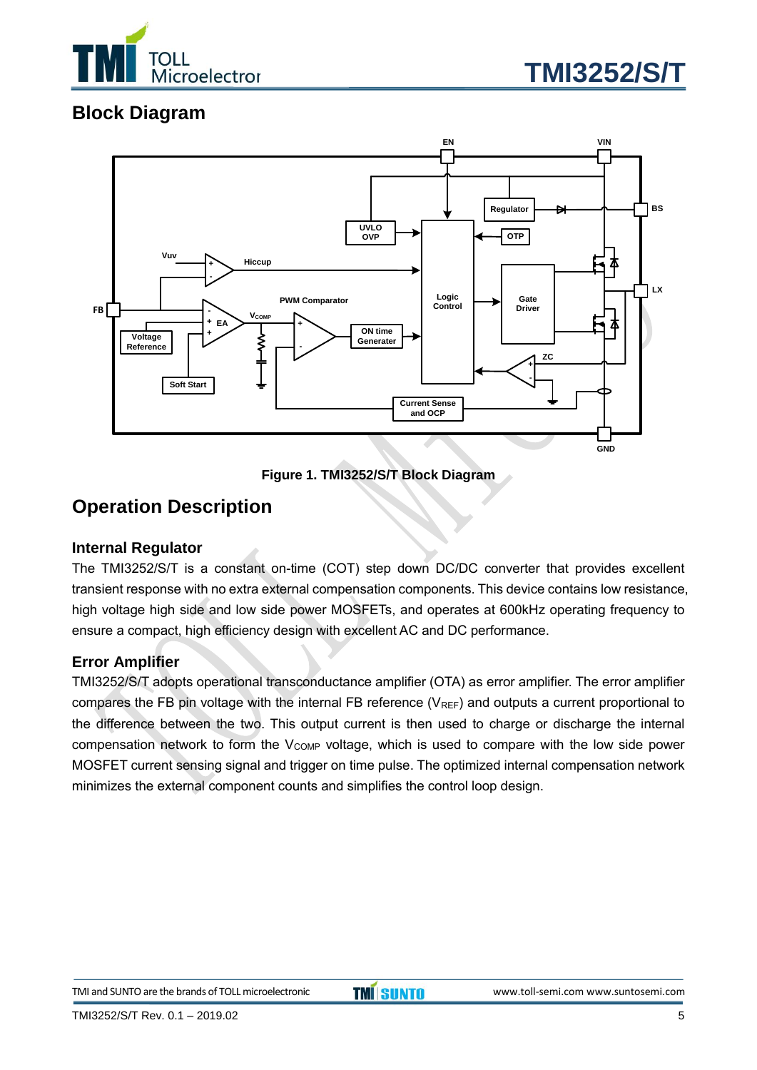## Block Diagram

Figure 1. TMI3252/S/T Block Diagram

## Operation Description

### Internal Regulator

The TMI3252/S/T is a constant on-time (COT) step down DC/DC converter that provides excellent transient response with no extra external compensation components. This device contains low resistance, high voltage high side and low side power MOSFETs, and operates at 600kHz operating frequency to ensure a compact, high efficiency design with excellent AC and DC performance.

### Error Amplifier

TMI3252/S/T adopts operational transconductance amplifier (OTA) as error amplifier. The error amplifier compares the FB pin voltage with the internal FB reference ($V_{REF}$) and outputs a current proportional to the difference between the two. This output current is then used to charge or discharge the internal compensation network to form the $V_{COMP}$ voltage, which is used to compare with the low side power MOSFET current sensing signal and trigger on time pulse. The optimized internal compensation network minimizes the external component counts and simplifies the control loop design.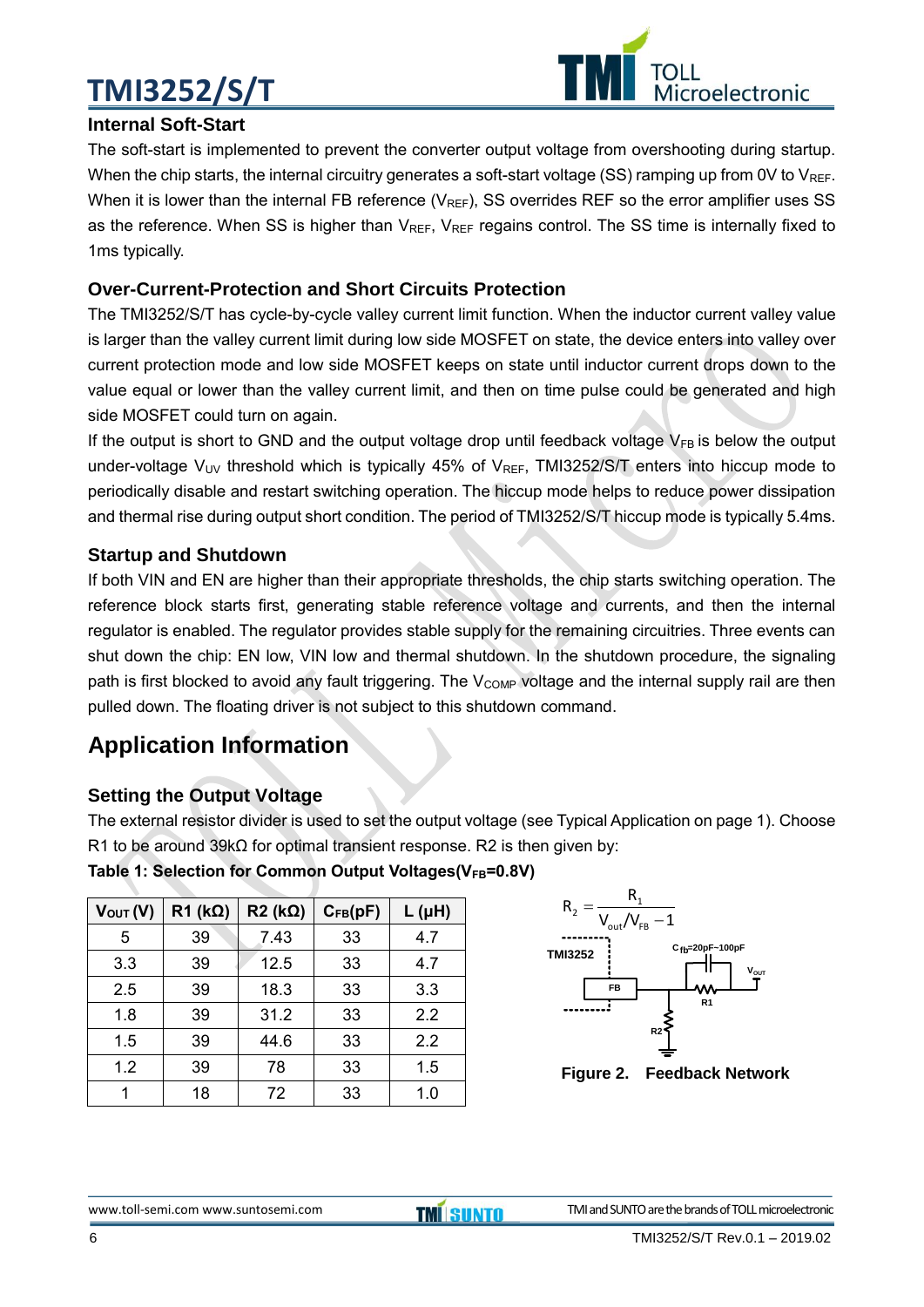### Internal Soft-Start

The soft-start is implemented to prevent the converter output voltage from overshooting during startup. When the chip starts, the internal circuitry generates a soft-start voltage (SS) ramping up from 0V to $V_{REF}$. When it is lower than the internal FB reference ($V_{REF}$), SS overrides REF so the error amplifier uses SS as the reference. When SS is higher than $V_{REF}$, $V_{REF}$ regains control. The SS time is internally fixed to 1ms typically.

### Over-Current-Protection and Short Circuits Protection

The TMI3252/S/T has cycle-by-cycle valley current limit function. When the inductor current valley value is larger than the valley current limit during low side MOSFET on state, the device enters into valley over current protection mode and low side MOSFET keeps on state until inductor current drops down to the value equal or lower than the valley current limit, and then on time pulse could be generated and high side MOSFET could turn on again.

If the output is short to GND and the output voltage drop until feedback voltage $V_{FB}$ is below the output under-voltage $V_{UV}$ threshold which is typically 45% of $V_{REF}$, TMI3252/S/T enters into hiccup mode to periodically disable and restart switching operation. The hiccup mode helps to reduce power dissipation and thermal rise during output short condition. The period of TMI3252/S/T hiccup mode is typically 5.4ms.

### Startup and Shutdown

If both VIN and EN are higher than their appropriate thresholds, the chip starts switching operation. The reference block starts first, generating stable reference voltage and currents, and then the internal regulator is enabled. The regulator provides stable supply for the remaining circuitries. Three events can shut down the chip: EN low, VIN low and thermal shutdown. In the shutdown procedure, the signaling path is first blocked to avoid any fault triggering. The $V_{COMP}$ voltage and the internal supply rail are then pulled down. The floating driver is not subject to this shutdown command.

## Application Information

### Setting the Output Voltage

The external resistor divider is used to set the output voltage (see Typical Application on page 1). Choose R1 to be around 39kΩ for optimal transient response. R2 is then given by:

$$R_2 = \frac{R_1}{V_{out}/V_{FB} - 1}$$

**Table 1: Selection for Common Output Voltages($V_{FB}$=0.8V)**

| $V_{OUT}$ (V) | R1 (kΩ) | R2 (kΩ) | $C_{FB}$(pF) | L (μH) |
|---|---|---|---|---|
| 5 | 39 | 7.43 | 33 | 4.7 |
| 3.3 | 39 | 12.5 | 33 | 4.7 |
| 2.5 | 39 | 18.3 | 33 | 3.3 |
| 1.8 | 39 | 31.2 | 33 | 2.2 |
| 1.5 | 39 | 44.6 | 33 | 2.2 |
| 1.2 | 39 | 78 | 33 | 1.5 |
| 1 | 18 | 72 | 33 | 1.0 |

TMI3252, FB, $C_{fb}$=20pF~100pF, $V_{OUT}$, R1, R2

**Figure 2. Feedback Network**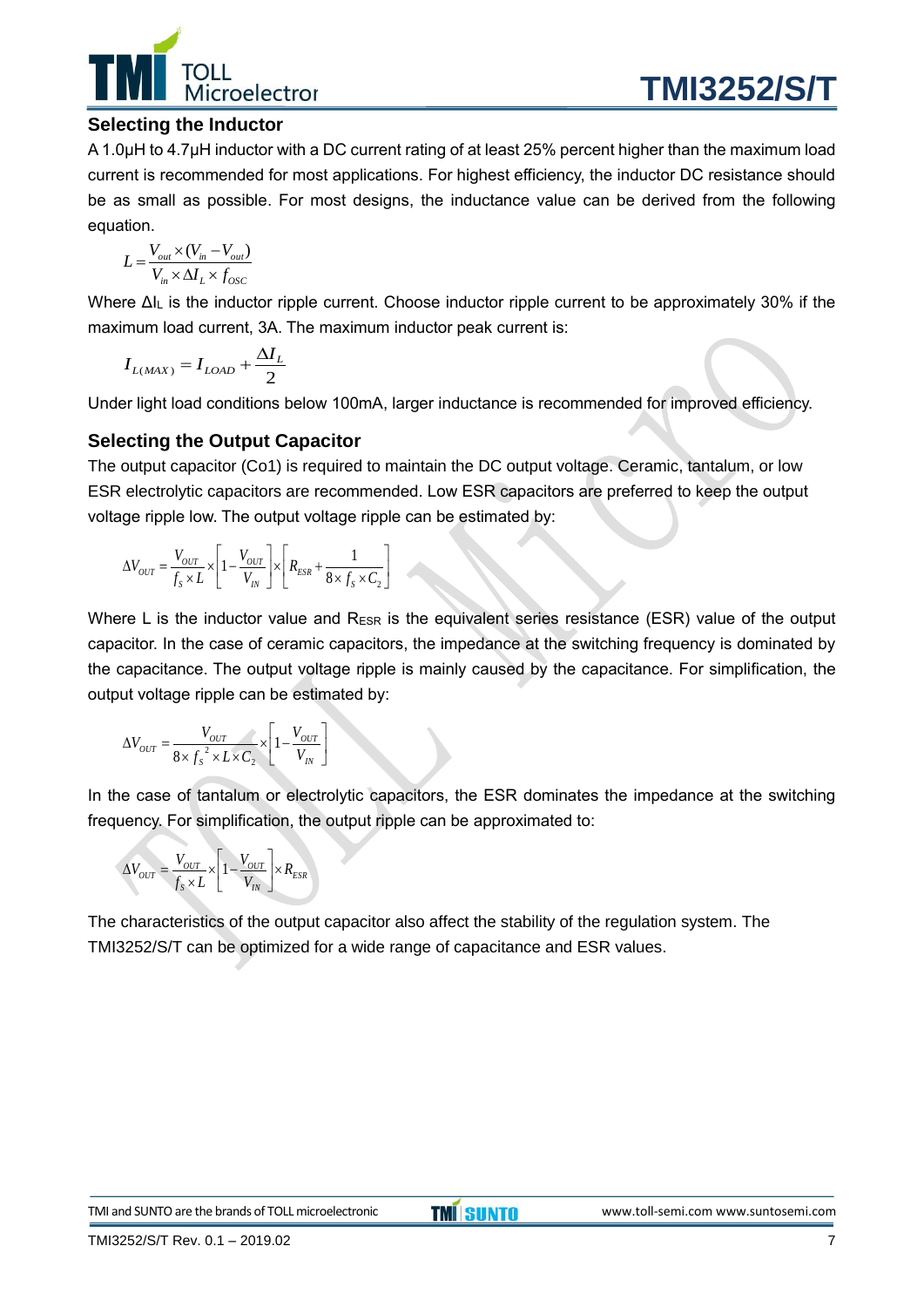## Selecting the Inductor

A 1.0μH to 4.7μH inductor with a DC current rating of at least 25% percent higher than the maximum load current is recommended for most applications. For highest efficiency, the inductor DC resistance should be as small as possible. For most designs, the inductance value can be derived from the following equation.

$$L = \frac{V_{out} \times (V_{in} - V_{out})}{V_{in} \times \Delta I_L \times f_{OSC}}$$

Where $\Delta I_L$ is the inductor ripple current. Choose inductor ripple current to be approximately 30% if the maximum load current, 3A. The maximum inductor peak current is:

$$I_{L(MAX)} = I_{LOAD} + \frac{\Delta I_L}{2}$$

Under light load conditions below 100mA, larger inductance is recommended for improved efficiency.

## Selecting the Output Capacitor

The output capacitor (Co1) is required to maintain the DC output voltage. Ceramic, tantalum, or low ESR electrolytic capacitors are recommended. Low ESR capacitors are preferred to keep the output voltage ripple low. The output voltage ripple can be estimated by:

$$\Delta V_{OUT} = \frac{V_{OUT}}{f_S \times L} \times \left[1 - \frac{V_{OUT}}{V_{IN}}\right] \times \left[R_{ESR} + \frac{1}{8 \times f_S \times C_2}\right]$$

Where L is the inductor value and $R_{ESR}$ is the equivalent series resistance (ESR) value of the output capacitor. In the case of ceramic capacitors, the impedance at the switching frequency is dominated by the capacitance. The output voltage ripple is mainly caused by the capacitance. For simplification, the output voltage ripple can be estimated by:

$$\Delta V_{OUT} = \frac{V_{OUT}}{8 \times f_S^{\,2} \times L \times C_2} \times \left[1 - \frac{V_{OUT}}{V_{IN}}\right]$$

In the case of tantalum or electrolytic capacitors, the ESR dominates the impedance at the switching frequency. For simplification, the output ripple can be approximated to:

$$\Delta V_{OUT} = \frac{V_{OUT}}{f_S \times L} \times \left[1 - \frac{V_{OUT}}{V_{IN}}\right] \times R_{ESR}$$

The characteristics of the output capacitor also affect the stability of the regulation system. The TMI3252/S/T can be optimized for a wide range of capacitance and ESR values.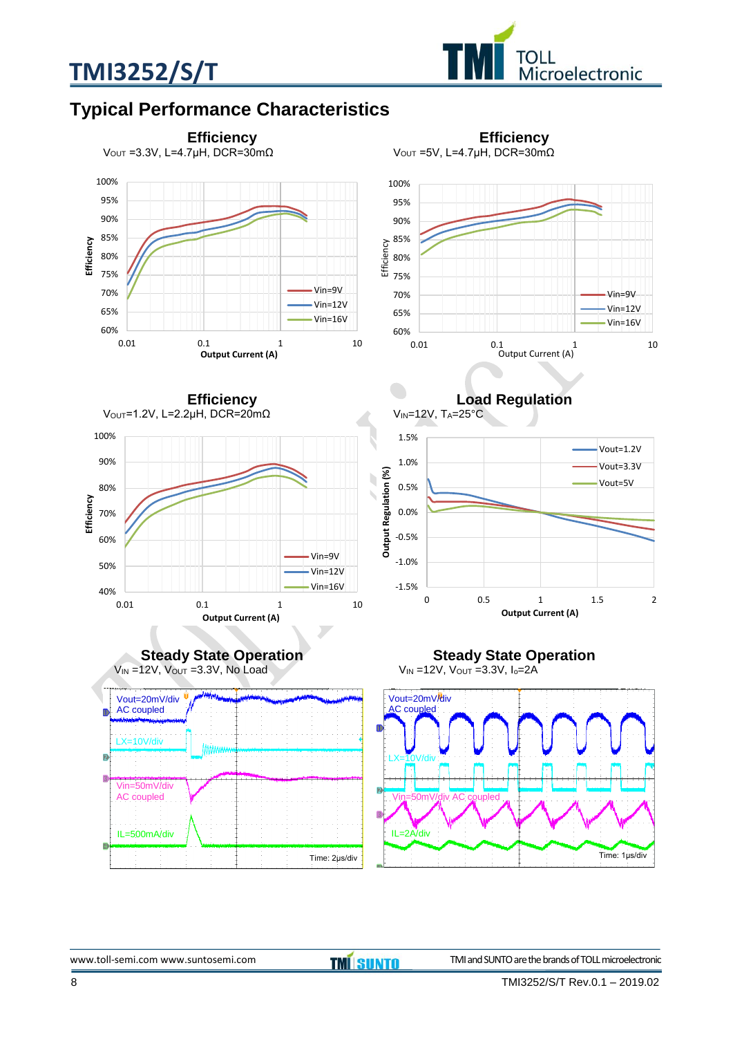## Typical Performance Characteristics

**Efficiency**
$V_{OUT}$ =3.3V, L=4.7μH, DCR=30mΩ

**Efficiency**
$V_{OUT}$ =5V, L=4.7μH, DCR=30mΩ

**Efficiency**
$V_{OUT}$=1.2V, L=2.2μH, DCR=20mΩ

**Load Regulation**
$V_{IN}$=12V, $T_A$=25°C

**Steady State Operation**
$V_{IN}$ =12V, $V_{OUT}$ =3.3V, No Load

**Steady State Operation**
$V_{IN}$ =12V, $V_{OUT}$ =3.3V, $I_o$=2A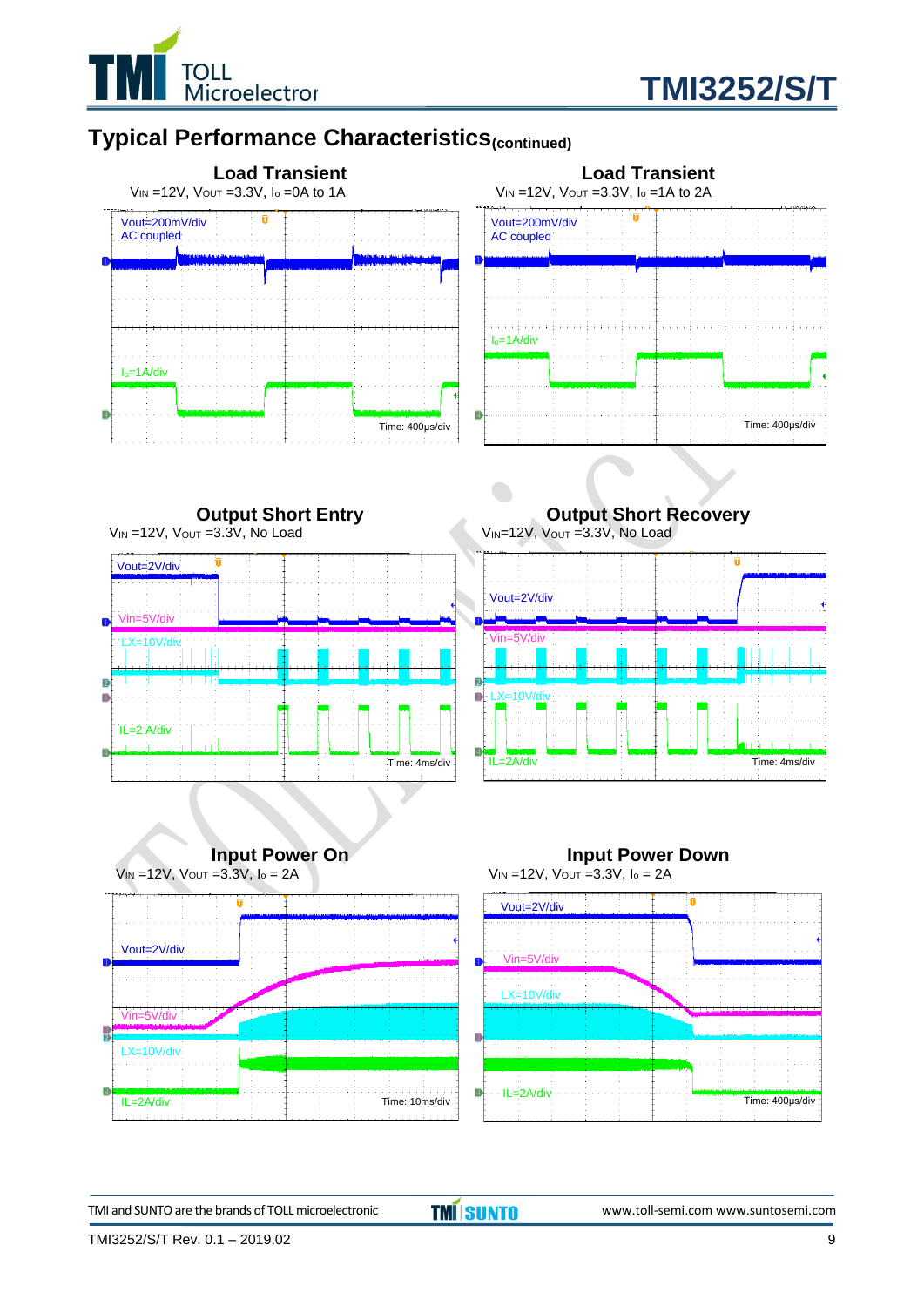## Typical Performance Characteristics (continued)

**Load Transient**

$V_{IN}$ =12V, $V_{OUT}$ =3.3V, $I_o$ =0A to 1A

Vout=200mV/div
AC coupled

$I_o$=1A/div

Time: 400µs/div

**Load Transient**

$V_{IN}$ =12V, $V_{OUT}$ =3.3V, $I_o$ =1A to 2A

Vout=200mV/div
AC coupled

$I_o$=1A/div

Time: 400µs/div

**Output Short Entry**

$V_{IN}$ =12V, $V_{OUT}$ =3.3V, No Load

Vout=2V/div

Vin=5V/div

LX=10V/div

IL=2 A/div

Time: 4ms/div

**Output Short Recovery**

$V_{IN}$=12V, $V_{OUT}$ =3.3V, No Load

Vout=2V/div

Vin=5V/div

LX=10V/div

IL=2A/div

Time: 4ms/div

**Input Power On**

$V_{IN}$ =12V, $V_{OUT}$ =3.3V, $I_o$ = 2A

Vout=2V/div

Vin=5V/div

LX=10V/div

IL=2A/div

Time: 10ms/div

**Input Power Down**

$V_{IN}$ =12V, $V_{OUT}$ =3.3V, $I_o$ = 2A

Vout=2V/div

Vin=5V/div

LX=10V/div

IL=2A/div

Time: 400µs/div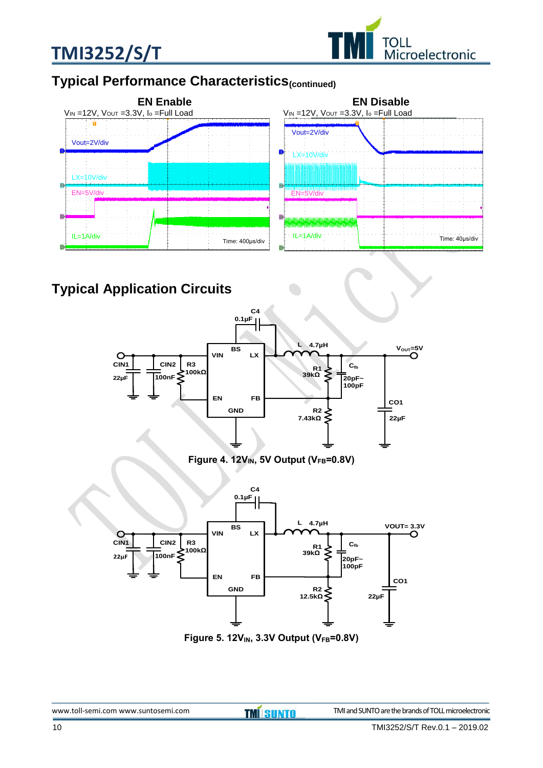## Typical Performance Characteristics(continued)

**EN Enable**

$V_{IN}$ =12V, $V_{OUT}$ =3.3V, $I_o$ =Full Load

Vout=2V/div

LX=10V/div

EN=5V/div

IL=1A/div

Time: 400μs/div

**EN Disable**

$V_{IN}$ =12V, $V_{OUT}$ =3.3V, $I_o$ =Full Load

Vout=2V/div

LX=10V/div

EN=5V/div

IL=1A/div

Time: 40μs/div

## Typical Application Circuits

C4 0.1μF, BS, VIN, LX, L 4.7μH, $V_{OUT}$=5V, CIN1 22μF, CIN2 100nF, R3 100kΩ, R1 39kΩ, $C_{fb}$ 20pF~100pF, EN, FB, GND, R2 7.43kΩ, CO1 22μF

**Figure 4. 12$V_{IN}$, 5V Output ($V_{FB}$=0.8V)**

C4 0.1μF, BS, VIN, LX, L 4.7μH, VOUT= 3.3V, CIN1 22μF, CIN2 100nF, R3 100kΩ, R1 39kΩ, $C_{fb}$ 20pF~100pF, EN, FB, GND, R2 12.5kΩ, CO1 22μF

**Figure 5. 12$V_{IN}$, 3.3V Output ($V_{FB}$=0.8V)**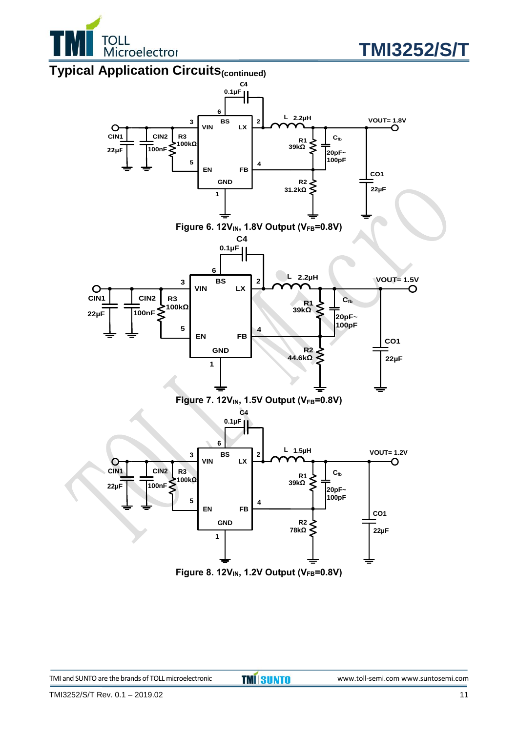## Typical Application Circuits(continued)

Figure 6. $12V_{IN}$, 1.8V Output ($V_{FB}$=0.8V)

Figure 7. $12V_{IN}$, 1.5V Output ($V_{FB}$=0.8V)

Figure 8. $12V_{IN}$, 1.2V Output ($V_{FB}$=0.8V)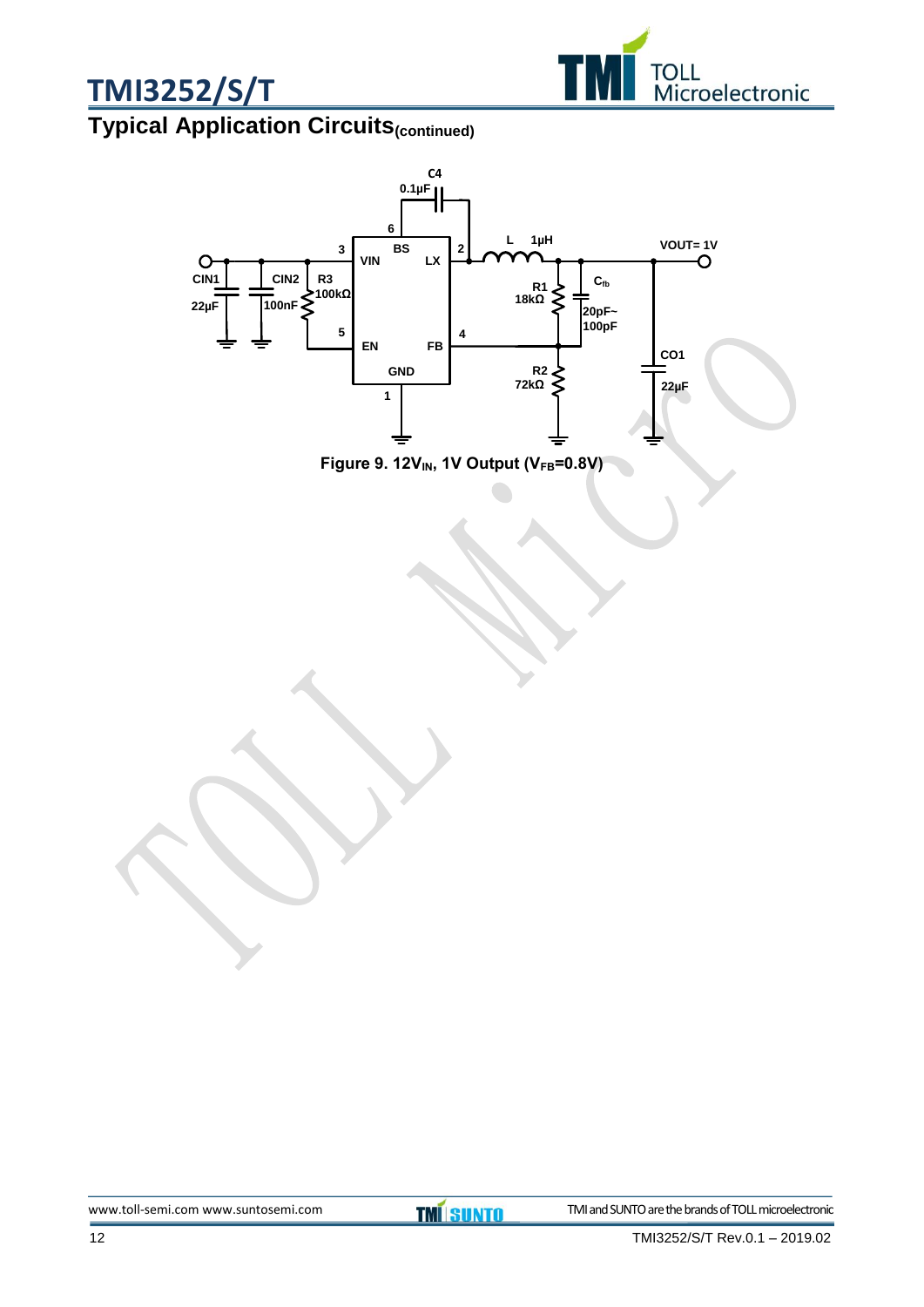## Typical Application Circuits(continued)

Figure 9. $12V_{IN}$, 1V Output ($V_{FB}$=0.8V)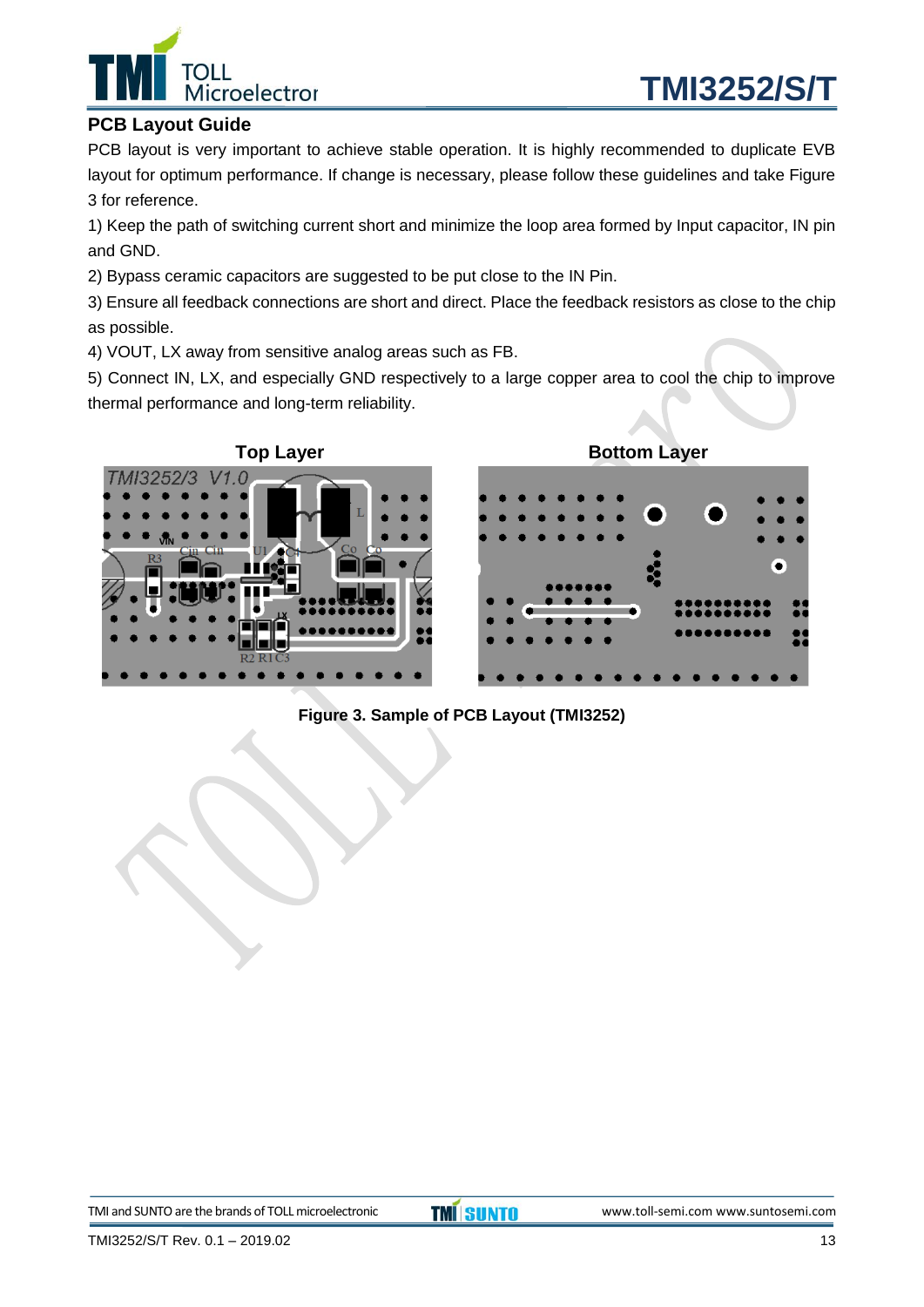## PCB Layout Guide

PCB layout is very important to achieve stable operation. It is highly recommended to duplicate EVB layout for optimum performance. If change is necessary, please follow these guidelines and take Figure 3 for reference.

1) Keep the path of switching current short and minimize the loop area formed by Input capacitor, IN pin and GND.

2) Bypass ceramic capacitors are suggested to be put close to the IN Pin.

3) Ensure all feedback connections are short and direct. Place the feedback resistors as close to the chip as possible.

4) VOUT, LX away from sensitive analog areas such as FB.

5) Connect IN, LX, and especially GND respectively to a large copper area to cool the chip to improve thermal performance and long-term reliability.

**Top Layer** | **Bottom Layer**

**Figure 3. Sample of PCB Layout (TMI3252)**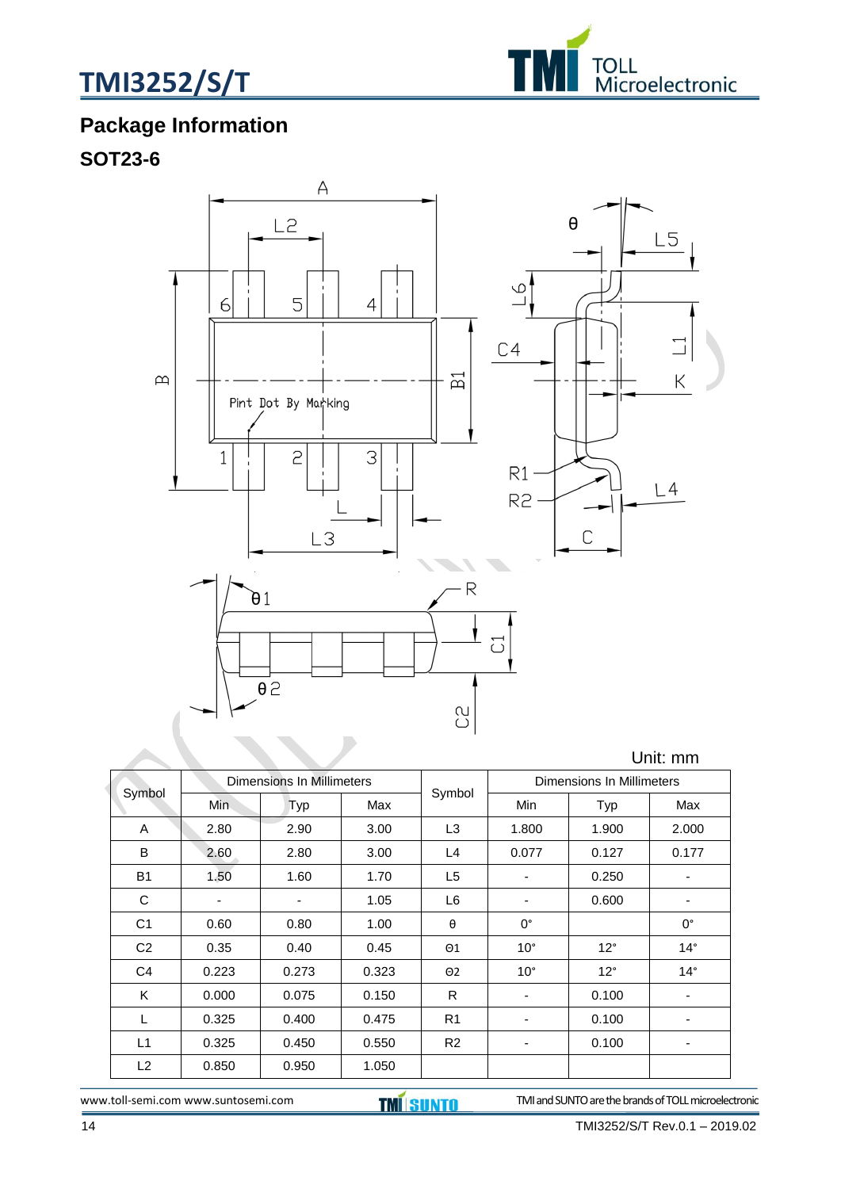## Package Information

### SOT23-6

Unit: mm

| Symbol | Dimensions In Millimeters | | | Symbol | Dimensions In Millimeters | | |
|---|---|---|---|---|---|---|---|
| | Min | Typ | Max | | Min | Typ | Max |
| A | 2.80 | 2.90 | 3.00 | L3 | 1.800 | 1.900 | 2.000 |
| B | 2.60 | 2.80 | 3.00 | L4 | 0.077 | 0.127 | 0.177 |
| B1 | 1.50 | 1.60 | 1.70 | L5 | - | 0.250 | - |
| C | - | - | 1.05 | L6 | - | 0.600 | - |
| C1 | 0.60 | 0.80 | 1.00 | θ | 0° | | 0° |
| C2 | 0.35 | 0.40 | 0.45 | Θ1 | 10° | 12° | 14° |
| C4 | 0.223 | 0.273 | 0.323 | Θ2 | 10° | 12° | 14° |
| K | 0.000 | 0.075 | 0.150 | R | - | 0.100 | - |
| L | 0.325 | 0.400 | 0.475 | R1 | - | 0.100 | - |
| L1 | 0.325 | 0.450 | 0.550 | R2 | - | 0.100 | - |
| L2 | 0.850 | 0.950 | 1.050 | | | | |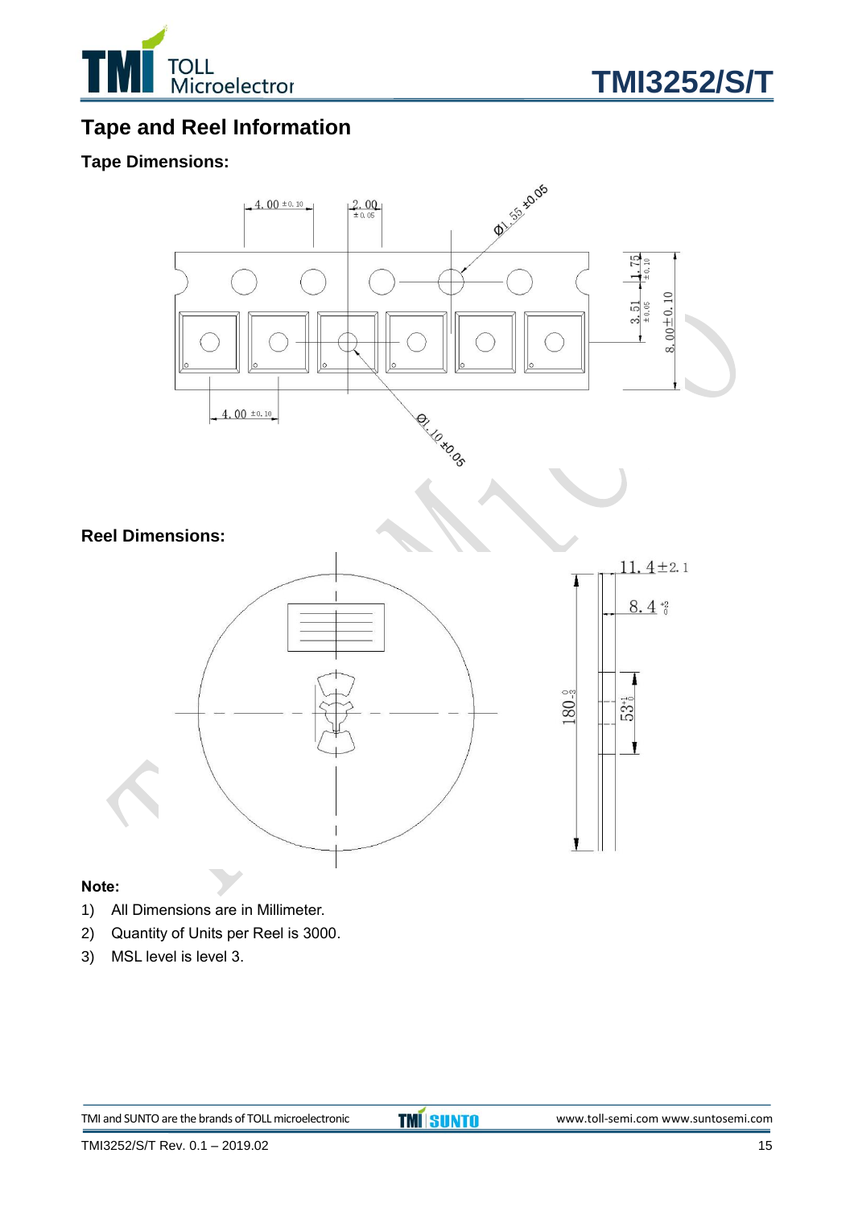## Tape and Reel Information

### Tape Dimensions:

4.00 ±0.10
2.00 ±0.05
Ø1.55 ±0.05
1.75 ±0.10
3.51 ±0.05
8.00±0.10
4.00 ±0.10
Ø1.10 ±0.05

### Reel Dimensions:

11.4±2.1
8.4 +2 0
180 0 -3
53 +1 0

**Note:**

1) All Dimensions are in Millimeter.
2) Quantity of Units per Reel is 3000.
3) MSL level is level 3.